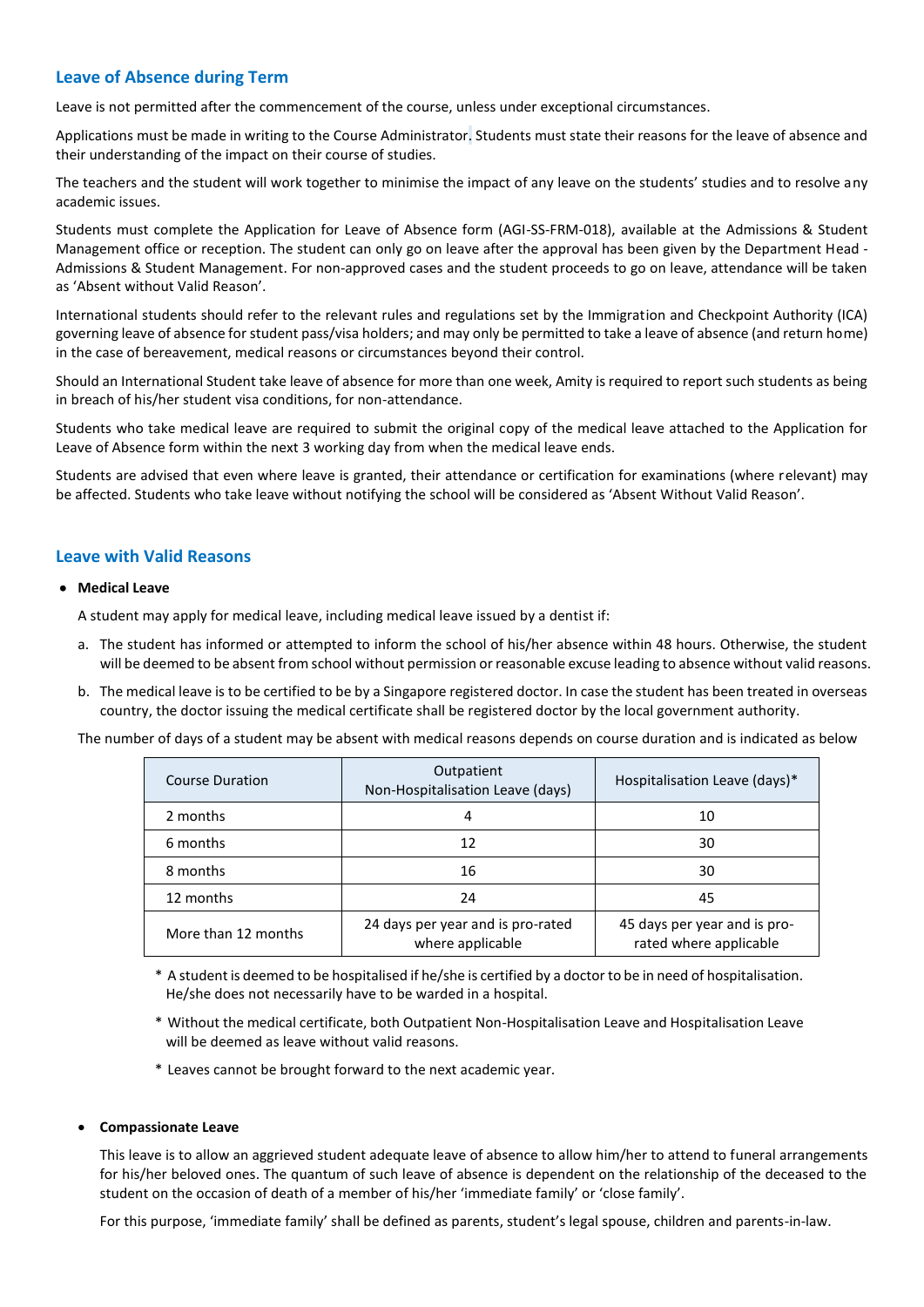## Leave of Absence during Term

Leave is not permitted after the commencement of the course, unless under exceptional circumstances.

Applications must be made in writing to the Course Administrator. Students must state their reasons for the leave of absence and their understanding of the impact on their course of studies.

The teachers and the student will work together to minimise the impact of any leave on the students' studies and to resolve any academic issues.

Students must complete the Application for Leave of Absence form (AGI-SS-FRM-018), available at the Admissions & Student Management office or reception. The student can only go on leave after the approval has been given by the Department Head - Admissions & Student Management. For non-approved cases and the student proceeds to go on leave, attendance will be taken as 'Absent without Valid Reason'.

International students should refer to the relevant rules and regulations set by the Immigration and Checkpoint Authority (ICA) governing leave of absence for student pass/visa holders; and may only be permitted to take a leave of absence (and return home) in the case of bereavement, medical reasons or circumstances beyond their control.

Should an International Student take leave of absence for more than one week, Amity is required to report such students as being in breach of his/her student visa conditions, for non-attendance.

Students who take medical leave are required to submit the original copy of the medical leave attached to the Application for Leave of Absence form within the next 3 working day from when the medical leave ends.

Students are advised that even where leave is granted, their attendance or certification for examinations (where relevant) may be affected. Students who take leave without notifying the school will be considered as 'Absent Without Valid Reason'.

## Leave with Valid Reasons

- **Medical Leave**

  A student may apply for medical leave, including medical leave issued by a dentist if:

  a. The student has informed or attempted to inform the school of his/her absence within 48 hours. Otherwise, the student will be deemed to be absent from school without permission or reasonable excuse leading to absence without valid reasons.

  b. The medical leave is to be certified to be by a Singapore registered doctor. In case the student has been treated in overseas country, the doctor issuing the medical certificate shall be registered doctor by the local government authority.

  The number of days of a student may be absent with medical reasons depends on course duration and is indicated as below

| Course Duration | Outpatient Non-Hospitalisation Leave (days) | Hospitalisation Leave (days)* |
|---|---|---|
| 2 months | 4 | 10 |
| 6 months | 12 | 30 |
| 8 months | 16 | 30 |
| 12 months | 24 | 45 |
| More than 12 months | 24 days per year and is pro-rated where applicable | 45 days per year and is pro-rated where applicable |

\* A student is deemed to be hospitalised if he/she is certified by a doctor to be in need of hospitalisation. He/she does not necessarily have to be warded in a hospital.

\* Without the medical certificate, both Outpatient Non-Hospitalisation Leave and Hospitalisation Leave will be deemed as leave without valid reasons.

\* Leaves cannot be brought forward to the next academic year.

- **Compassionate Leave**

  This leave is to allow an aggrieved student adequate leave of absence to allow him/her to attend to funeral arrangements for his/her beloved ones. The quantum of such leave of absence is dependent on the relationship of the deceased to the student on the occasion of death of a member of his/her 'immediate family' or 'close family'.

  For this purpose, 'immediate family' shall be defined as parents, student's legal spouse, children and parents-in-law.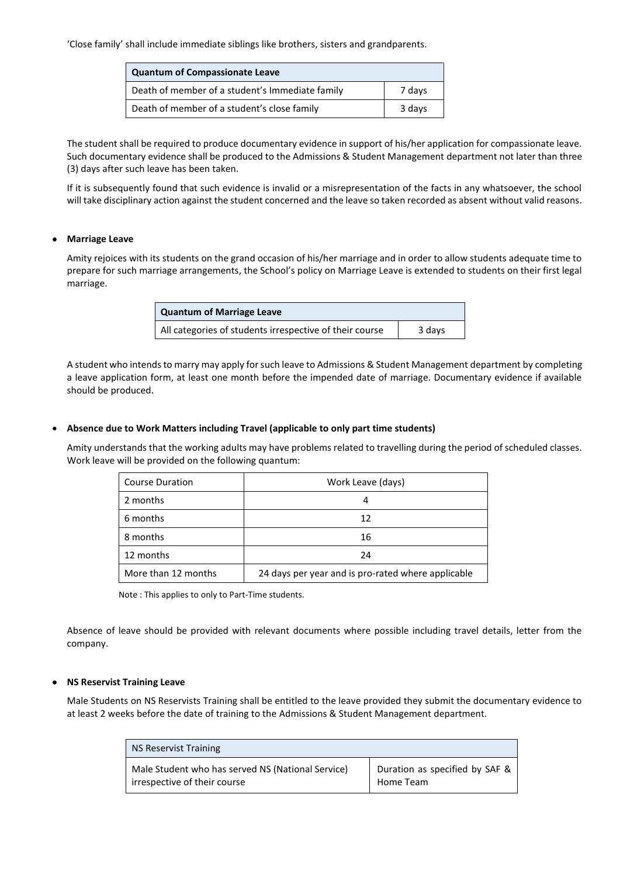'Close family' shall include immediate siblings like brothers, sisters and grandparents.

| Quantum of Compassionate Leave | |
|---|---|
| Death of member of a student's Immediate family | 7 days |
| Death of member of a student's close family | 3 days |

The student shall be required to produce documentary evidence in support of his/her application for compassionate leave. Such documentary evidence shall be produced to the Admissions & Student Management department not later than three (3) days after such leave has been taken.

If it is subsequently found that such evidence is invalid or a misrepresentation of the facts in any whatsoever, the school will take disciplinary action against the student concerned and the leave so taken recorded as absent without valid reasons.

- **Marriage Leave**

  Amity rejoices with its students on the grand occasion of his/her marriage and in order to allow students adequate time to prepare for such marriage arrangements, the School's policy on Marriage Leave is extended to students on their first legal marriage.

| Quantum of Marriage Leave | |
|---|---|
| All categories of students irrespective of their course | 3 days |

  A student who intends to marry may apply for such leave to Admissions & Student Management department by completing a leave application form, at least one month before the impended date of marriage. Documentary evidence if available should be produced.

- **Absence due to Work Matters including Travel (applicable to only part time students)**

  Amity understands that the working adults may have problems related to travelling during the period of scheduled classes. Work leave will be provided on the following quantum:

| Course Duration | Work Leave (days) |
|---|---|
| 2 months | 4 |
| 6 months | 12 |
| 8 months | 16 |
| 12 months | 24 |
| More than 12 months | 24 days per year and is pro-rated where applicable |

  Note : This applies to only to Part-Time students.

  Absence of leave should be provided with relevant documents where possible including travel details, letter from the company.

- **NS Reservist Training Leave**

  Male Students on NS Reservists Training shall be entitled to the leave provided they submit the documentary evidence to at least 2 weeks before the date of training to the Admissions & Student Management department.

| NS Reservist Training | |
|---|---|
| Male Student who has served NS (National Service) irrespective of their course | Duration as specified by SAF & Home Team |